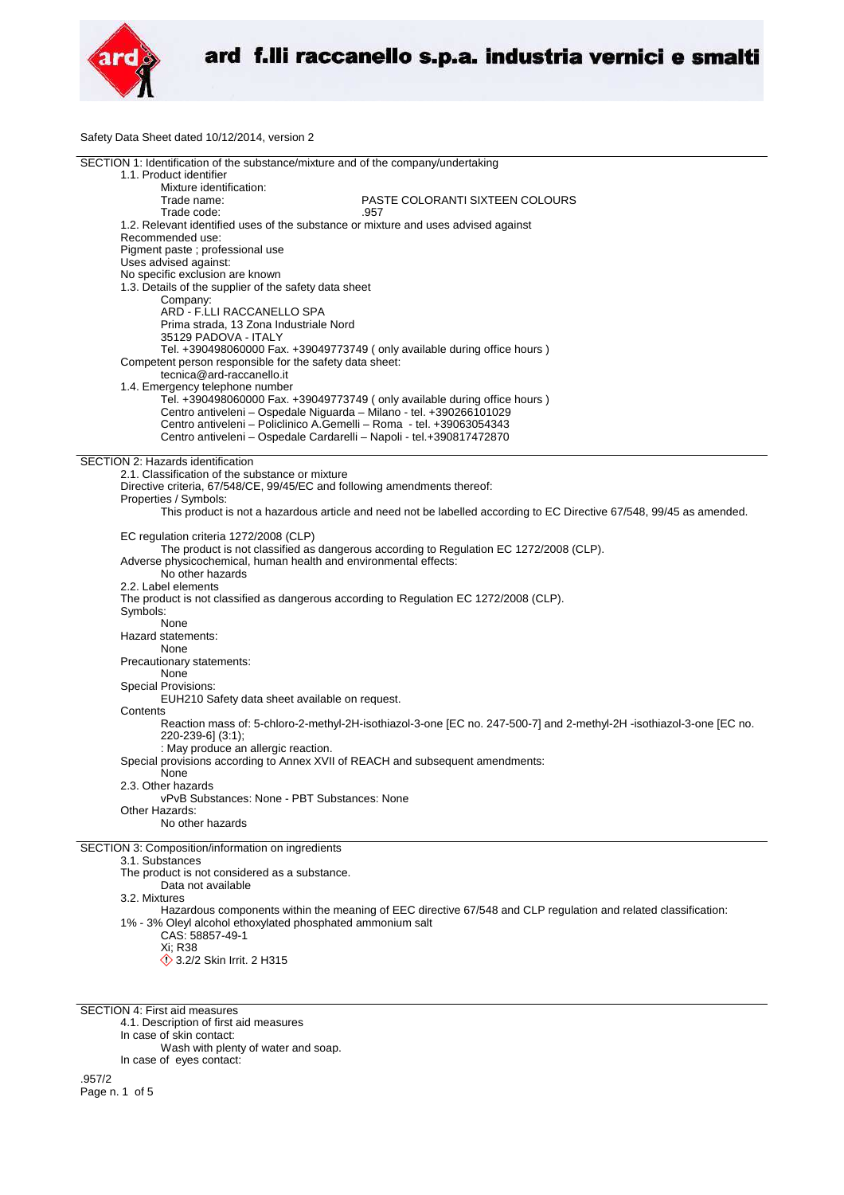ard f.lli raccanello s.p.a. industria vernici e smalti

Safety Data Sheet dated 10/12/2014, version 2

## SECTION 1: Identification of the substance/mixture and of the company/undertaking

1.1. Product identifier

Mixture identification:

Trade name: PASTE COLORANTI SIXTEEN COLOURS

Trade code: .957

1.2. Relevant identified uses of the substance or mixture and uses advised against

Recommended use:

Pigment paste ; professional use

Uses advised against:

No specific exclusion are known

1.3. Details of the supplier of the safety data sheet

Company:

ARD - F.LLI RACCANELLO SPA

Prima strada, 13 Zona Industriale Nord

35129 PADOVA - ITALY

Tel. +390498060000 Fax. +39049773749 ( only available during office hours )

Competent person responsible for the safety data sheet:

tecnica@ard-raccanello.it

1.4. Emergency telephone number

Tel. +390498060000 Fax. +39049773749 ( only available during office hours )

Centro antiveleni – Ospedale Niguarda – Milano - tel. +390266101029

Centro antiveleni – Policlinico A.Gemelli – Roma - tel. +39063054343

Centro antiveleni – Ospedale Cardarelli – Napoli - tel.+390817472870

## SECTION 2: Hazards identification

2.1. Classification of the substance or mixture

Directive criteria, 67/548/CE, 99/45/EC and following amendments thereof:

Properties / Symbols:

This product is not a hazardous article and need not be labelled according to EC Directive 67/548, 99/45 as amended.

EC regulation criteria 1272/2008 (CLP)

The product is not classified as dangerous according to Regulation EC 1272/2008 (CLP).

Adverse physicochemical, human health and environmental effects:

No other hazards

2.2. Label elements

The product is not classified as dangerous according to Regulation EC 1272/2008 (CLP).

Symbols:

None

Hazard statements:

None

Precautionary statements:

None

Special Provisions:

EUH210 Safety data sheet available on request.

Contents

Reaction mass of: 5-chloro-2-methyl-2H-isothiazol-3-one [EC no. 247-500-7] and 2-methyl-2H -isothiazol-3-one [EC no. 220-239-6] (3:1);

: May produce an allergic reaction.

Special provisions according to Annex XVII of REACH and subsequent amendments:

None

2.3. Other hazards

vPvB Substances: None - PBT Substances: None

Other Hazards:

No other hazards

## SECTION 3: Composition/information on ingredients

3.1. Substances

The product is not considered as a substance.

Data not available

3.2. Mixtures

Hazardous components within the meaning of EEC directive 67/548 and CLP regulation and related classification:

1% - 3% Oleyl alcohol ethoxylated phosphated ammonium salt

CAS: 58857-49-1

Xi; R38

3.2/2 Skin Irrit. 2 H315

## SECTION 4: First aid measures

4.1. Description of first aid measures

In case of skin contact:

Wash with plenty of water and soap.

In case of eyes contact: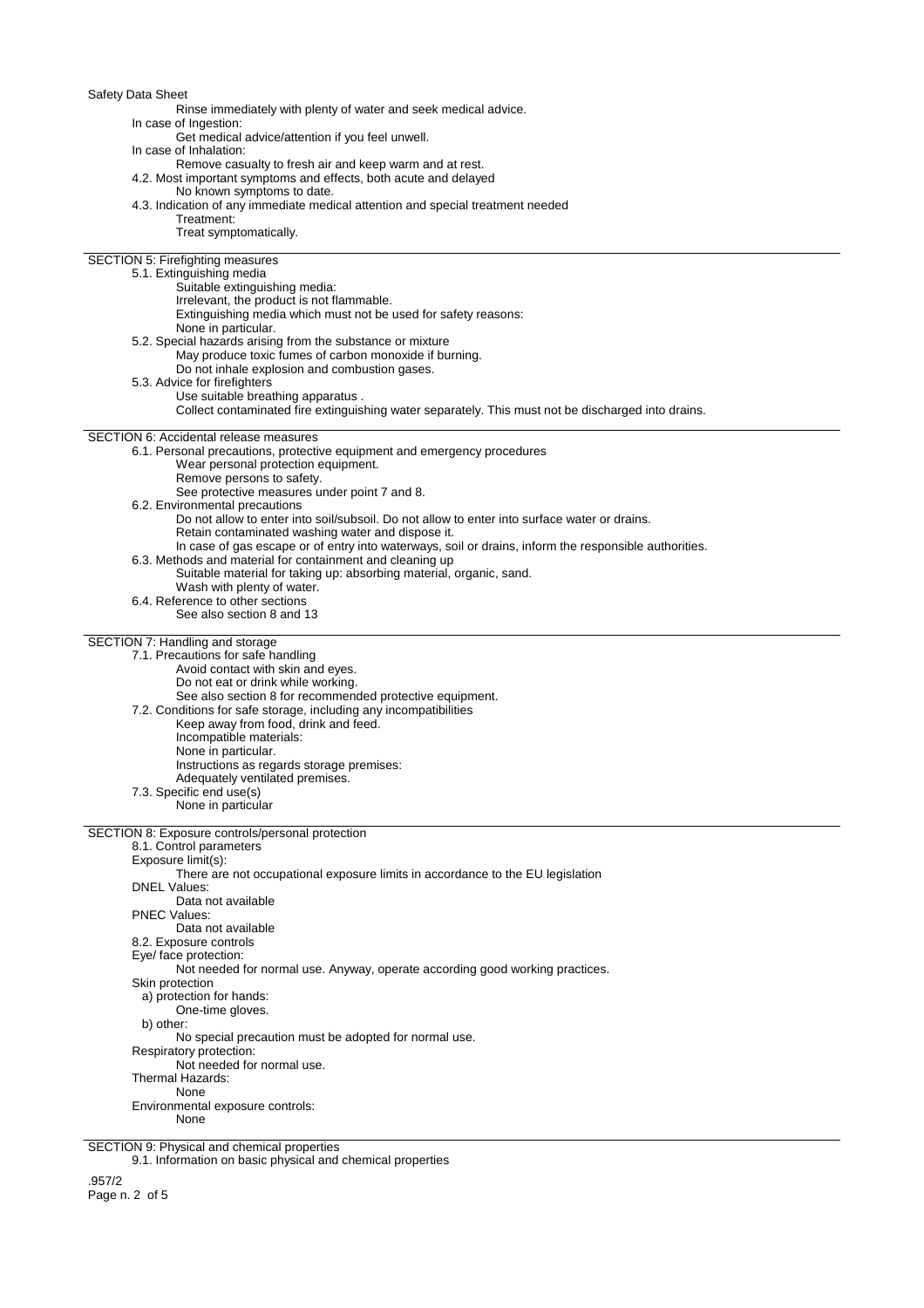Rinse immediately with plenty of water and seek medical advice.

In case of Ingestion:

Get medical advice/attention if you feel unwell.

In case of Inhalation:

Remove casualty to fresh air and keep warm and at rest.

4.2. Most important symptoms and effects, both acute and delayed

No known symptoms to date.

4.3. Indication of any immediate medical attention and special treatment needed

Treatment:

Treat symptomatically.

## SECTION 5: Firefighting measures

5.1. Extinguishing media

Suitable extinguishing media:

Irrelevant, the product is not flammable.

Extinguishing media which must not be used for safety reasons:

None in particular.

5.2. Special hazards arising from the substance or mixture

May produce toxic fumes of carbon monoxide if burning.

Do not inhale explosion and combustion gases.

5.3. Advice for firefighters

Use suitable breathing apparatus .

Collect contaminated fire extinguishing water separately. This must not be discharged into drains.

## SECTION 6: Accidental release measures

6.1. Personal precautions, protective equipment and emergency procedures

Wear personal protection equipment.

Remove persons to safety.

See protective measures under point 7 and 8.

6.2. Environmental precautions

Do not allow to enter into soil/subsoil. Do not allow to enter into surface water or drains.

Retain contaminated washing water and dispose it.

In case of gas escape or of entry into waterways, soil or drains, inform the responsible authorities.

6.3. Methods and material for containment and cleaning up

Suitable material for taking up: absorbing material, organic, sand.

Wash with plenty of water.

6.4. Reference to other sections

See also section 8 and 13

## SECTION 7: Handling and storage

7.1. Precautions for safe handling

Avoid contact with skin and eyes.

Do not eat or drink while working.

See also section 8 for recommended protective equipment.

7.2. Conditions for safe storage, including any incompatibilities

Keep away from food, drink and feed.

Incompatible materials:

None in particular.

Instructions as regards storage premises:

Adequately ventilated premises.

7.3. Specific end use(s)

None in particular

## SECTION 8: Exposure controls/personal protection

8.1. Control parameters

Exposure limit(s):

There are not occupational exposure limits in accordance to the EU legislation

DNEL Values:

Data not available

PNEC Values:

Data not available

8.2. Exposure controls

Eye/ face protection:

Not needed for normal use. Anyway, operate according good working practices.

Skin protection

a) protection for hands:

One-time gloves.

b) other:

No special precaution must be adopted for normal use.

Respiratory protection:

Not needed for normal use.

Thermal Hazards:

None

Environmental exposure controls:

None

## SECTION 9: Physical and chemical properties

9.1. Information on basic physical and chemical properties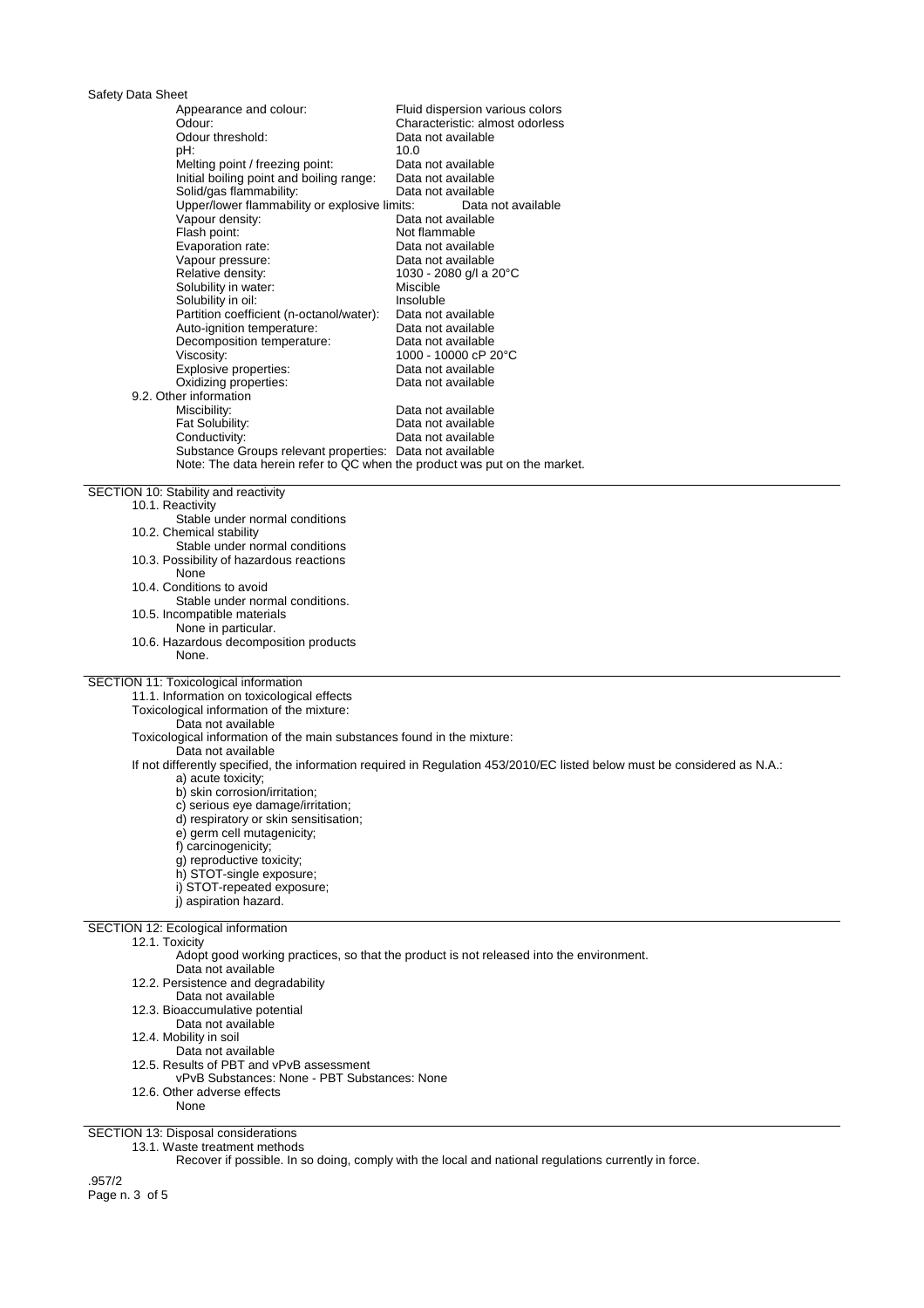| Property | Value |
|---|---|
| Appearance and colour: | Fluid dispersion various colors |
| Odour: | Characteristic: almost odorless |
| Odour threshold: | Data not available |
| pH: | 10.0 |
| Melting point / freezing point: | Data not available |
| Initial boiling point and boiling range: | Data not available |
| Solid/gas flammability: | Data not available |
| Upper/lower flammability or explosive limits: | Data not available |
| Vapour density: | Data not available |
| Flash point: | Not flammable |
| Evaporation rate: | Data not available |
| Vapour pressure: | Data not available |
| Relative density: | 1030 - 2080 g/l a 20°C |
| Solubility in water: | Miscible |
| Solubility in oil: | Insoluble |
| Partition coefficient (n-octanol/water): | Data not available |
| Auto-ignition temperature: | Data not available |
| Decomposition temperature: | Data not available |
| Viscosity: | 1000 - 10000 cP 20°C |
| Explosive properties: | Data not available |
| Oxidizing properties: | Data not available |

9.2. Other information

| Property | Value |
|---|---|
| Miscibility: | Data not available |
| Fat Solubility: | Data not available |
| Conductivity: | Data not available |
| Substance Groups relevant properties: | Data not available |

Note: The data herein refer to QC when the product was put on the market.

## SECTION 10: Stability and reactivity

10.1. Reactivity
Stable under normal conditions

10.2. Chemical stability
Stable under normal conditions

10.3. Possibility of hazardous reactions
None

10.4. Conditions to avoid
Stable under normal conditions.

10.5. Incompatible materials
None in particular.

10.6. Hazardous decomposition products
None.

## SECTION 11: Toxicological information

11.1. Information on toxicological effects

Toxicological information of the mixture:
Data not available

Toxicological information of the main substances found in the mixture:
Data not available

If not differently specified, the information required in Regulation 453/2010/EC listed below must be considered as N.A.:

a) acute toxicity;
b) skin corrosion/irritation;
c) serious eye damage/irritation;
d) respiratory or skin sensitisation;
e) germ cell mutagenicity;
f) carcinogenicity;
g) reproductive toxicity;
h) STOT-single exposure;
i) STOT-repeated exposure;
j) aspiration hazard.

## SECTION 12: Ecological information

12.1. Toxicity
Adopt good working practices, so that the product is not released into the environment.
Data not available

12.2. Persistence and degradability
Data not available

12.3. Bioaccumulative potential
Data not available

12.4. Mobility in soil
Data not available

12.5. Results of PBT and vPvB assessment
vPvB Substances: None - PBT Substances: None

12.6. Other adverse effects
None

## SECTION 13: Disposal considerations

13.1. Waste treatment methods
Recover if possible. In so doing, comply with the local and national regulations currently in force.

.957/2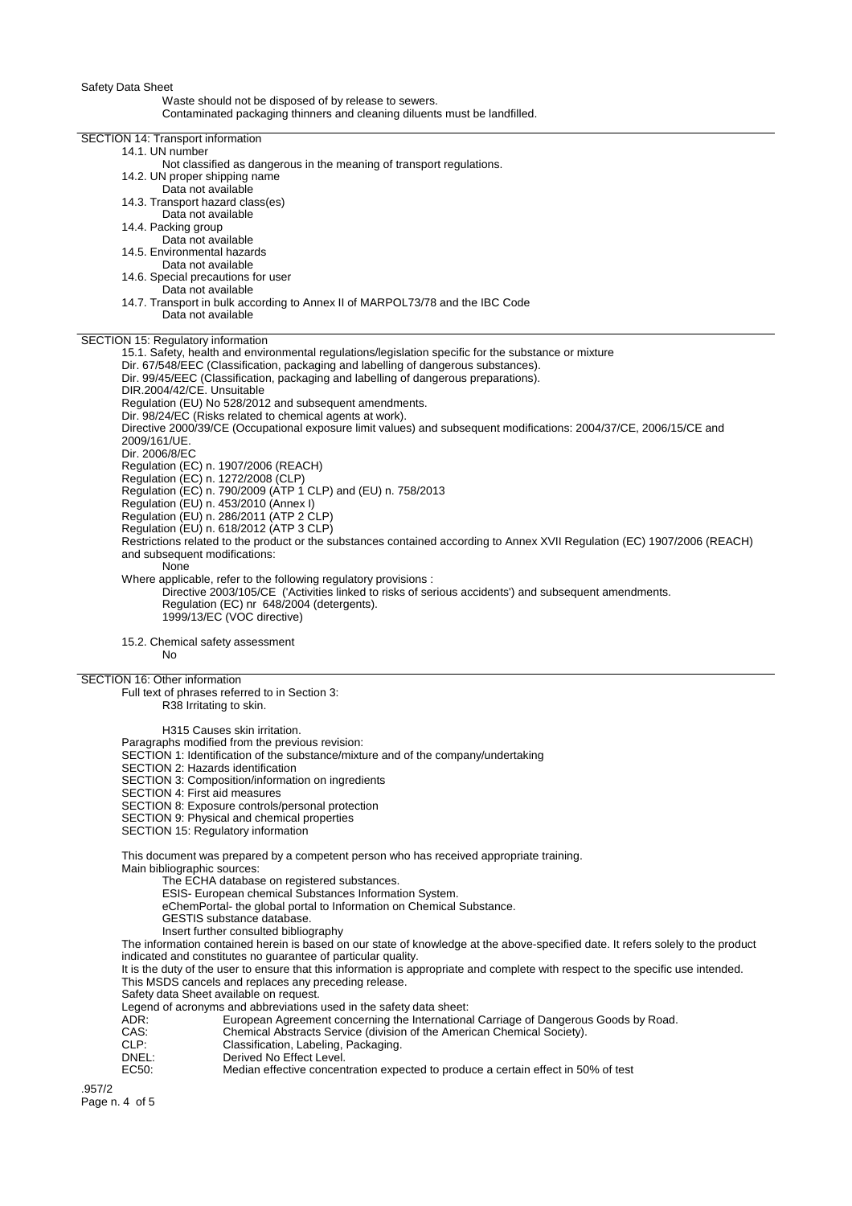Waste should not be disposed of by release to sewers.
Contaminated packaging thinners and cleaning diluents must be landfilled.

## SECTION 14: Transport information

14.1. UN number
Not classified as dangerous in the meaning of transport regulations.

14.2. UN proper shipping name
Data not available

14.3. Transport hazard class(es)
Data not available

14.4. Packing group
Data not available

14.5. Environmental hazards
Data not available

14.6. Special precautions for user
Data not available

14.7. Transport in bulk according to Annex II of MARPOL73/78 and the IBC Code
Data not available

## SECTION 15: Regulatory information

15.1. Safety, health and environmental regulations/legislation specific for the substance or mixture

Dir. 67/548/EEC (Classification, packaging and labelling of dangerous substances).
Dir. 99/45/EEC (Classification, packaging and labelling of dangerous preparations).
DIR.2004/42/CE. Unsuitable
Regulation (EU) No 528/2012 and subsequent amendments.
Dir. 98/24/EC (Risks related to chemical agents at work).
Directive 2000/39/CE (Occupational exposure limit values) and subsequent modifications: 2004/37/CE, 2006/15/CE and 2009/161/UE.
Dir. 2006/8/EC
Regulation (EC) n. 1907/2006 (REACH)
Regulation (EC) n. 1272/2008 (CLP)
Regulation (EC) n. 790/2009 (ATP 1 CLP) and (EU) n. 758/2013
Regulation (EU) n. 453/2010 (Annex I)
Regulation (EU) n. 286/2011 (ATP 2 CLP)
Regulation (EU) n. 618/2012 (ATP 3 CLP)

Restrictions related to the product or the substances contained according to Annex XVII Regulation (EC) 1907/2006 (REACH) and subsequent modifications:
None

Where applicable, refer to the following regulatory provisions :
Directive 2003/105/CE ('Activities linked to risks of serious accidents') and subsequent amendments.
Regulation (EC) nr 648/2004 (detergents).
1999/13/EC (VOC directive)

15.2. Chemical safety assessment
No

## SECTION 16: Other information

Full text of phrases referred to in Section 3:
R38 Irritating to skin.

H315 Causes skin irritation.

Paragraphs modified from the previous revision:
SECTION 1: Identification of the substance/mixture and of the company/undertaking
SECTION 2: Hazards identification
SECTION 3: Composition/information on ingredients
SECTION 4: First aid measures
SECTION 8: Exposure controls/personal protection
SECTION 9: Physical and chemical properties
SECTION 15: Regulatory information

This document was prepared by a competent person who has received appropriate training.
Main bibliographic sources:
The ECHA database on registered substances.
ESIS- European chemical Substances Information System.
eChemPortal- the global portal to Information on Chemical Substance.
GESTIS substance database.
Insert further consulted bibliography

The information contained herein is based on our state of knowledge at the above-specified date. It refers solely to the product indicated and constitutes no guarantee of particular quality.
It is the duty of the user to ensure that this information is appropriate and complete with respect to the specific use intended.
This MSDS cancels and replaces any preceding release.
Safety data Sheet available on request.
Legend of acronyms and abbreviations used in the safety data sheet:

ADR: European Agreement concerning the International Carriage of Dangerous Goods by Road.
CAS: Chemical Abstracts Service (division of the American Chemical Society).
CLP: Classification, Labeling, Packaging.
DNEL: Derived No Effect Level.
EC50: Median effective concentration expected to produce a certain effect in 50% of test

.957/2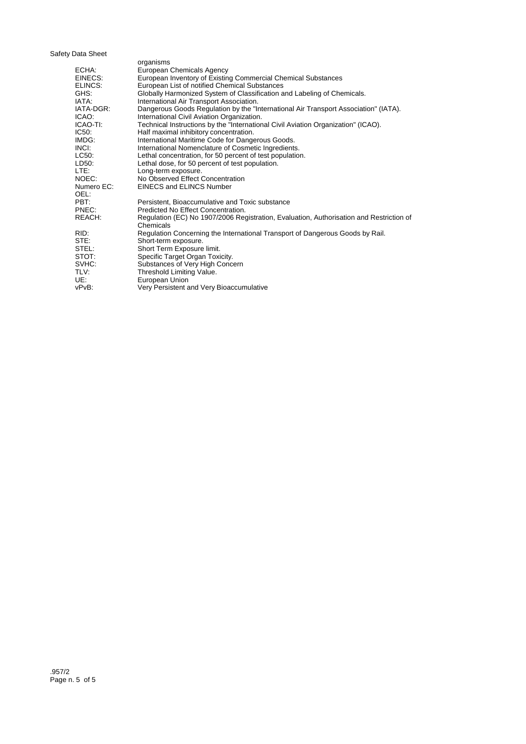organisms

| | |
|---|---|
| ECHA: | European Chemicals Agency |
| EINECS: | European Inventory of Existing Commercial Chemical Substances |
| ELINCS: | European List of notified Chemical Substances |
| GHS: | Globally Harmonized System of Classification and Labeling of Chemicals. |
| IATA: | International Air Transport Association. |
| IATA-DGR: | Dangerous Goods Regulation by the "International Air Transport Association" (IATA). |
| ICAO: | International Civil Aviation Organization. |
| ICAO-TI: | Technical Instructions by the "International Civil Aviation Organization" (ICAO). |
| IC50: | Half maximal inhibitory concentration. |
| IMDG: | International Maritime Code for Dangerous Goods. |
| INCI: | International Nomenclature of Cosmetic Ingredients. |
| LC50: | Lethal concentration, for 50 percent of test population. |
| LD50: | Lethal dose, for 50 percent of test population. |
| LTE: | Long-term exposure. |
| NOEC: | No Observed Effect Concentration |
| Numero EC: | EINECS and ELINCS Number |
| OEL: | |
| PBT: | Persistent, Bioaccumulative and Toxic substance |
| PNEC: | Predicted No Effect Concentration. |
| REACH: | Regulation (EC) No 1907/2006 Registration, Evaluation, Authorisation and Restriction of Chemicals |
| RID: | Regulation Concerning the International Transport of Dangerous Goods by Rail. |
| STE: | Short-term exposure. |
| STEL: | Short Term Exposure limit. |
| STOT: | Specific Target Organ Toxicity. |
| SVHC: | Substances of Very High Concern |
| TLV: | Threshold Limiting Value. |
| UE: | European Union |
| vPvB: | Very Persistent and Very Bioaccumulative |

.957/2